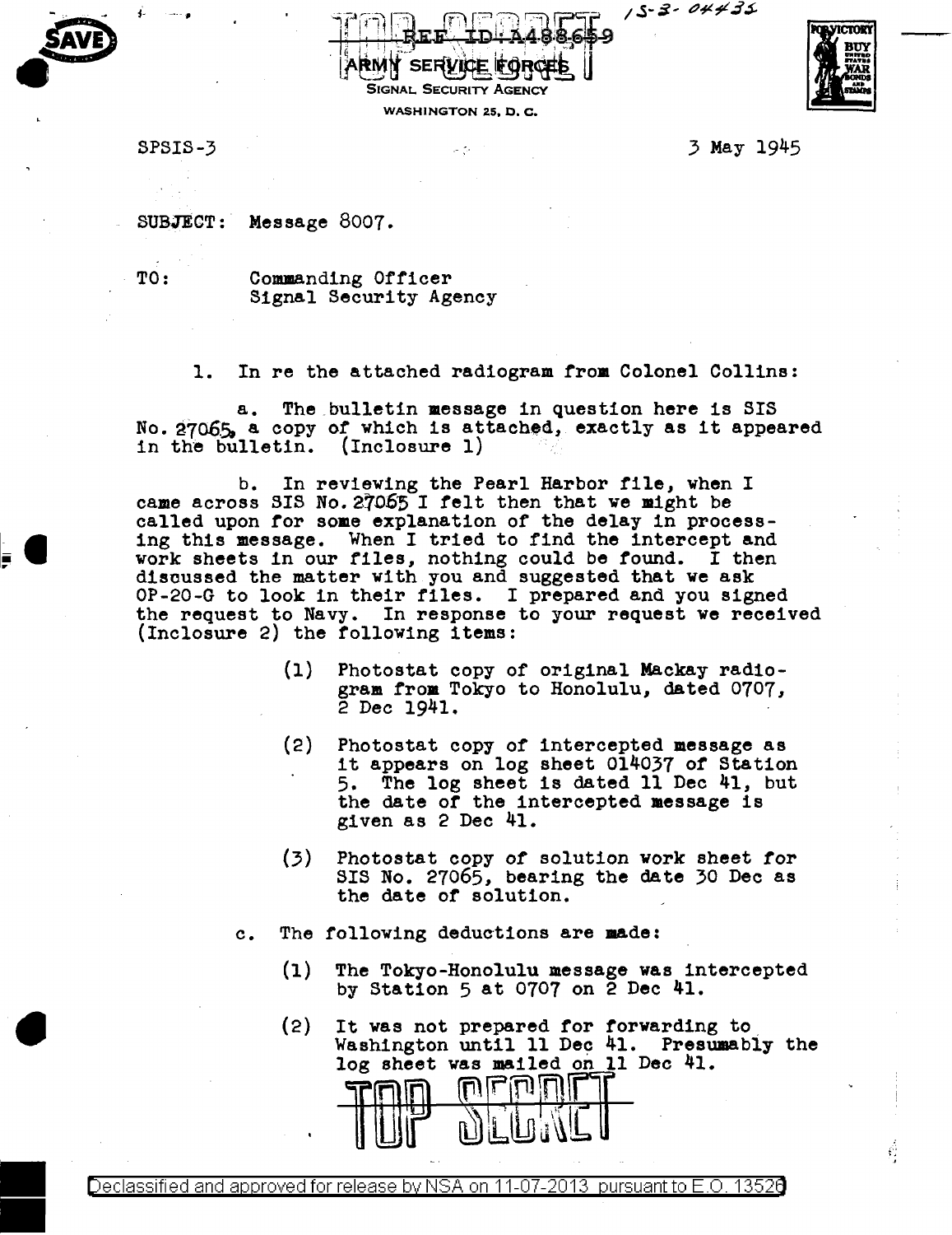TOP SECRET

REF ID:A488659

ARMY SERVICE FORCES
SIGNAL SECURITY AGENCY
WASHINGTON 25, D. C.

15-3-04435

SPSIS-3

3 May 1945

SUBJECT: Message 8007.

TO: Commanding Officer
Signal Security Agency

1. In re the attached radiogram from Colonel Collins:

a. The bulletin message in question here is SIS No. 27065, a copy of which is attached, exactly as it appeared in the bulletin. (Inclosure 1)

b. In reviewing the Pearl Harbor file, when I came across SIS No. 27065 I felt then that we might be called upon for some explanation of the delay in processing this message. When I tried to find the intercept and work sheets in our files, nothing could be found. I then discussed the matter with you and suggested that we ask OP-20-G to look in their files. I prepared and you signed the request to Navy. In response to your request we received (Inclosure 2) the following items:

(1) Photostat copy of original Mackay radiogram from Tokyo to Honolulu, dated 0707, 2 Dec 1941.

(2) Photostat copy of intercepted message as it appears on log sheet 014037 of Station 5. The log sheet is dated 11 Dec 41, but the date of the intercepted message is given as 2 Dec 41.

(3) Photostat copy of solution work sheet for SIS No. 27065, bearing the date 30 Dec as the date of solution.

c. The following deductions are made:

(1) The Tokyo-Honolulu message was intercepted by Station 5 at 0707 on 2 Dec 41.

(2) It was not prepared for forwarding to Washington until 11 Dec 41. Presumably the log sheet was mailed on 11 Dec 41.

TOP SECRET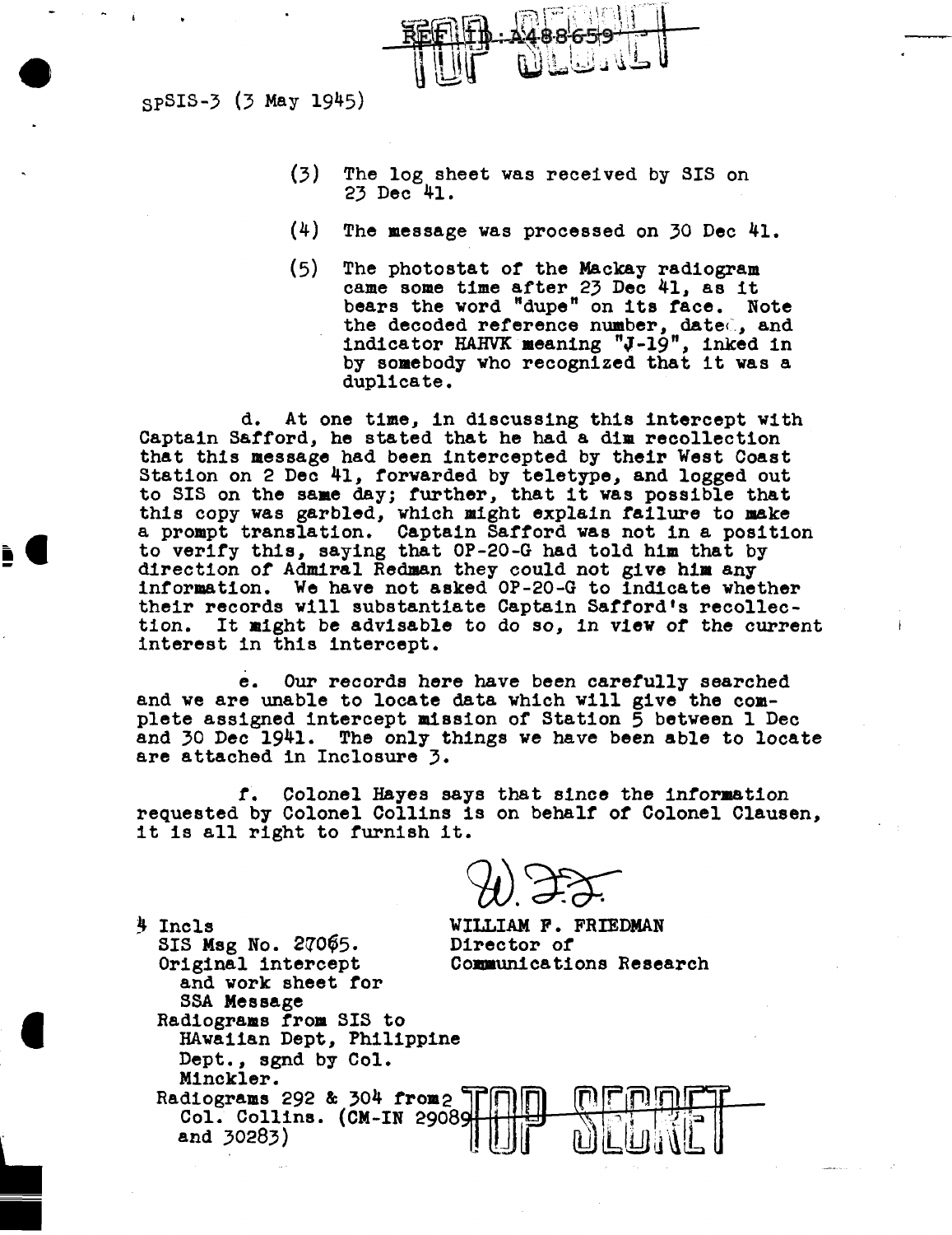SPSIS-3 (3 May 1945)

(3) The log sheet was received by SIS on 23 Dec 41.

(4) The message was processed on 30 Dec 41.

(5) The photostat of the Mackay radiogram came some time after 23 Dec 41, as it bears the word "dupe" on its face. Note the decoded reference number, date, and indicator HAHVK meaning "J-19", inked in by somebody who recognized that it was a duplicate.

d. At one time, in discussing this intercept with Captain Safford, he stated that he had a dim recollection that this message had been intercepted by their West Coast Station on 2 Dec 41, forwarded by teletype, and logged out to SIS on the same day; further, that it was possible that this copy was garbled, which might explain failure to make a prompt translation. Captain Safford was not in a position to verify this, saying that OP-20-G had told him that by direction of Admiral Redman they could not give him any information. We have not asked OP-20-G to indicate whether their records will substantiate Captain Safford's recollection. It might be advisable to do so, in view of the current interest in this intercept.

e. Our records here have been carefully searched and we are unable to locate data which will give the complete assigned intercept mission of Station 5 between 1 Dec and 30 Dec 1941. The only things we have been able to locate are attached in Inclosure 3.

f. Colonel Hayes says that since the information requested by Colonel Collins is on behalf of Colonel Clausen, it is all right to furnish it.

WILLIAM F. FRIEDMAN
Director of
Communications Research

4 Incls
- SIS Msg No. 27065.
- Original intercept and work sheet for SSA Message
- Radiograms from SIS to Hawaiian Dept, Philippine Dept., sgnd by Col. Minckler.
- Radiograms 292 & 304 from Col. Collins. (CM-IN 29089 and 30283)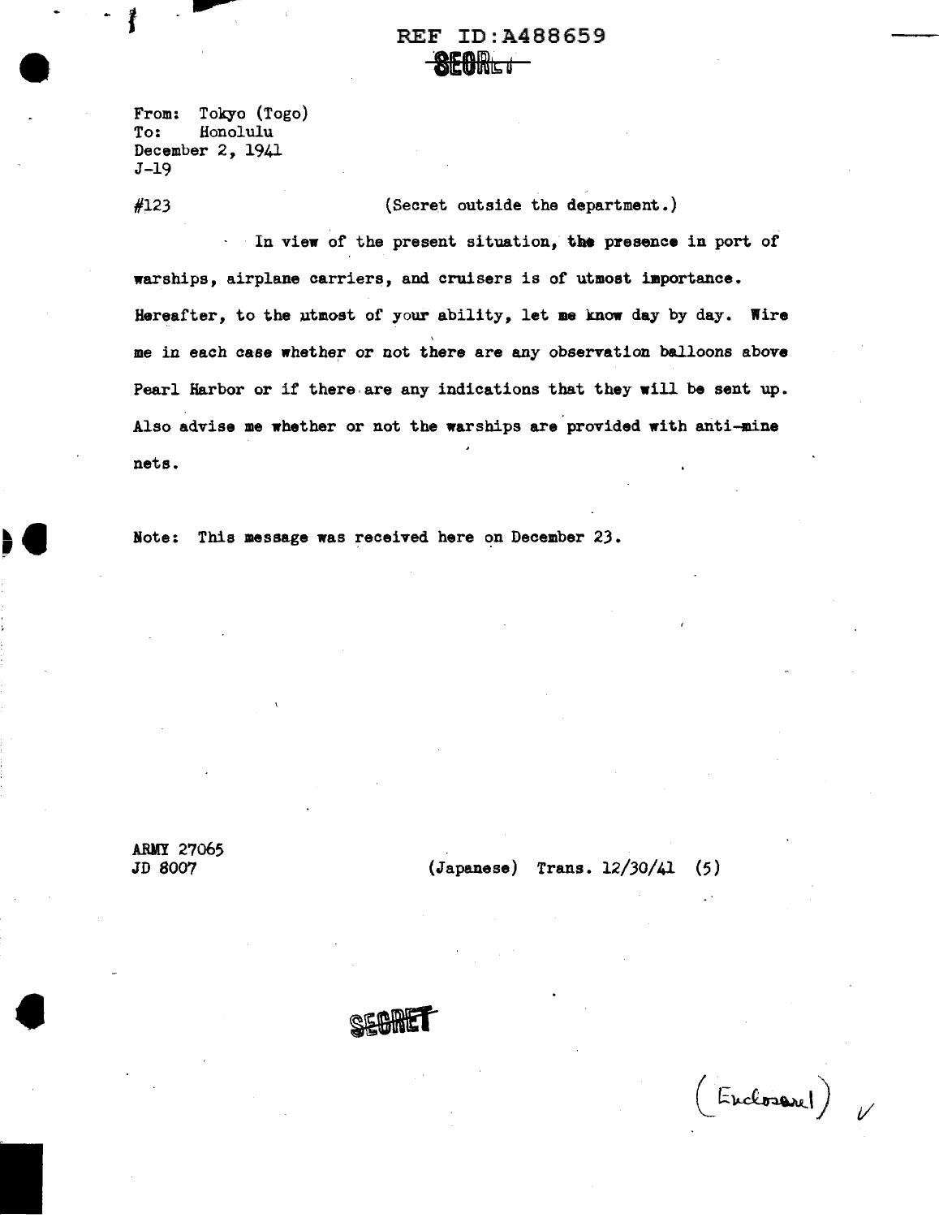REF ID:A488659

~~SECRET~~

From: Tokyo (Togo)
To: Honolulu
December 2, 1941
J-19

#123 (Secret outside the department.)

In view of the present situation, the presence in port of warships, airplane carriers, and cruisers is of utmost importance. Hereafter, to the utmost of your ability, let me know day by day. Wire me in each case whether or not there are any observation balloons above Pearl Harbor or if there are any indications that they will be sent up. Also advise me whether or not the warships are provided with anti-mine nets.

Note: This message was received here on December 23.

ARMY 27065
JD 8007

(Japanese) Trans. 12/30/41 (5)

SECRET

(Enclosure) ✓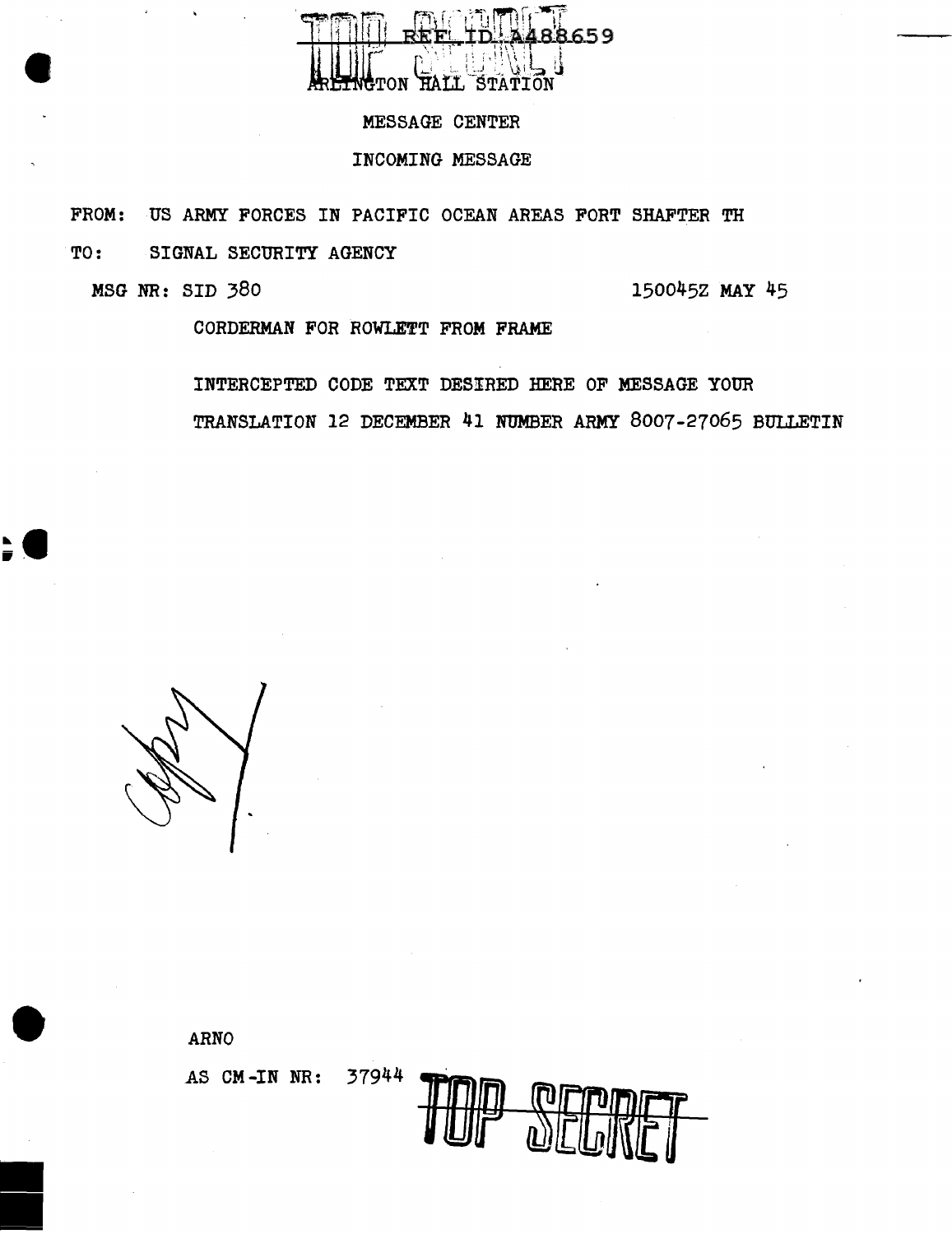REF ID: A488659

ARLINGTON HALL STATION

MESSAGE CENTER

INCOMING MESSAGE

FROM: US ARMY FORCES IN PACIFIC OCEAN AREAS FORT SHAFTER TH

TO: SIGNAL SECURITY AGENCY

MSG NR: SID 380 150045Z MAY 45

CORDERMAN FOR ROWLETT FROM FRAME

INTERCEPTED CODE TEXT DESIRED HERE OF MESSAGE YOUR TRANSLATION 12 DECEMBER 41 NUMBER ARMY 8007-27065 BULLETIN

ARNO

AS CM-IN NR: 37944

TOP SECRET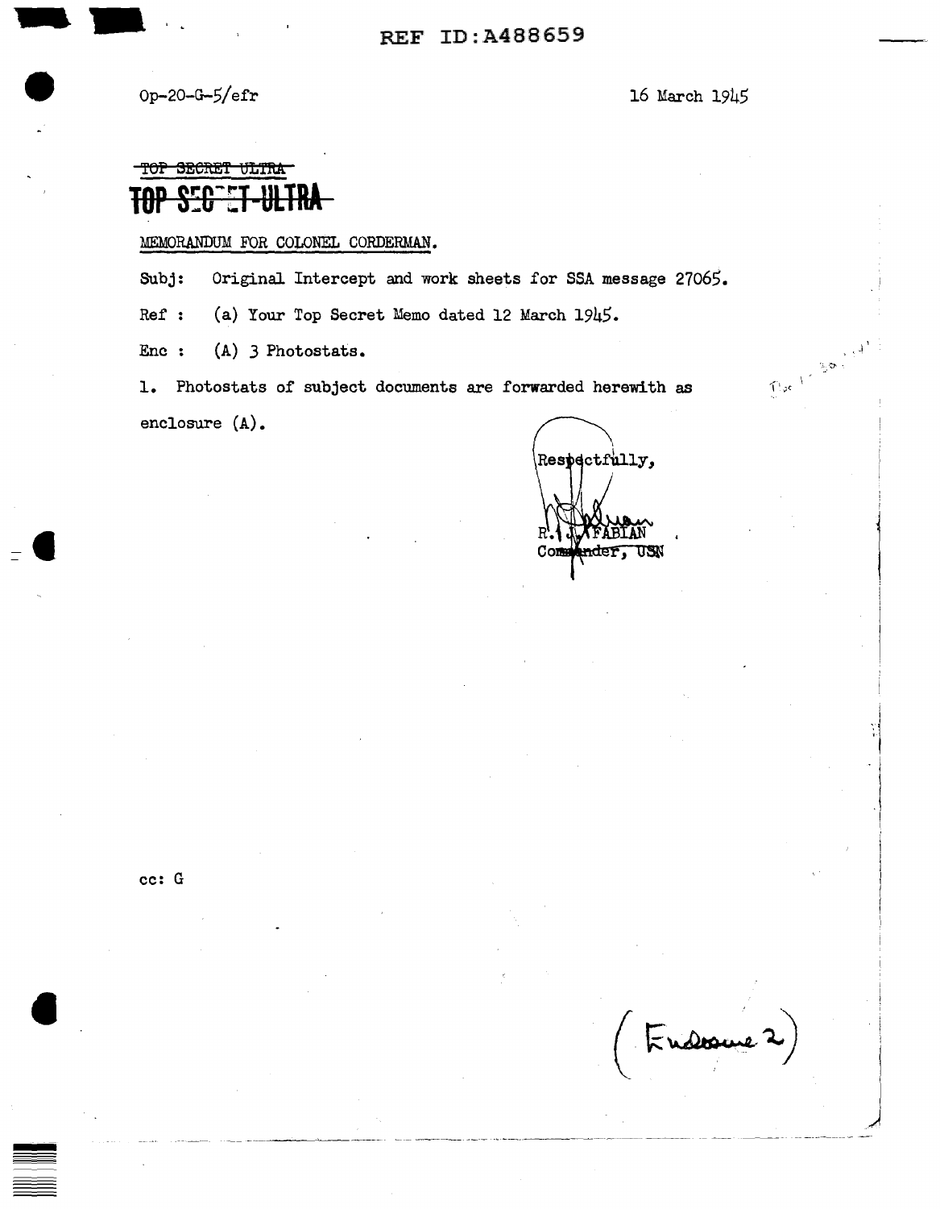REF ID:A488659

Op-20-G-5/efr

16 March 1945

~~TOP SECRET ULTRA~~

~~TOP SECRET-ULTRA~~

MEMORANDUM FOR COLONEL CORDERMAN.

Subj: Original Intercept and work sheets for SSA message 27065.

Ref : (a) Your Top Secret Memo dated 12 March 1945.

Enc : (A) 3 Photostats.

1. Photostats of subject documents are forwarded herewith as enclosure (A).

Respectfully,

R. J. FABIAN
Commander, USN

cc: G

(Enclosure 2)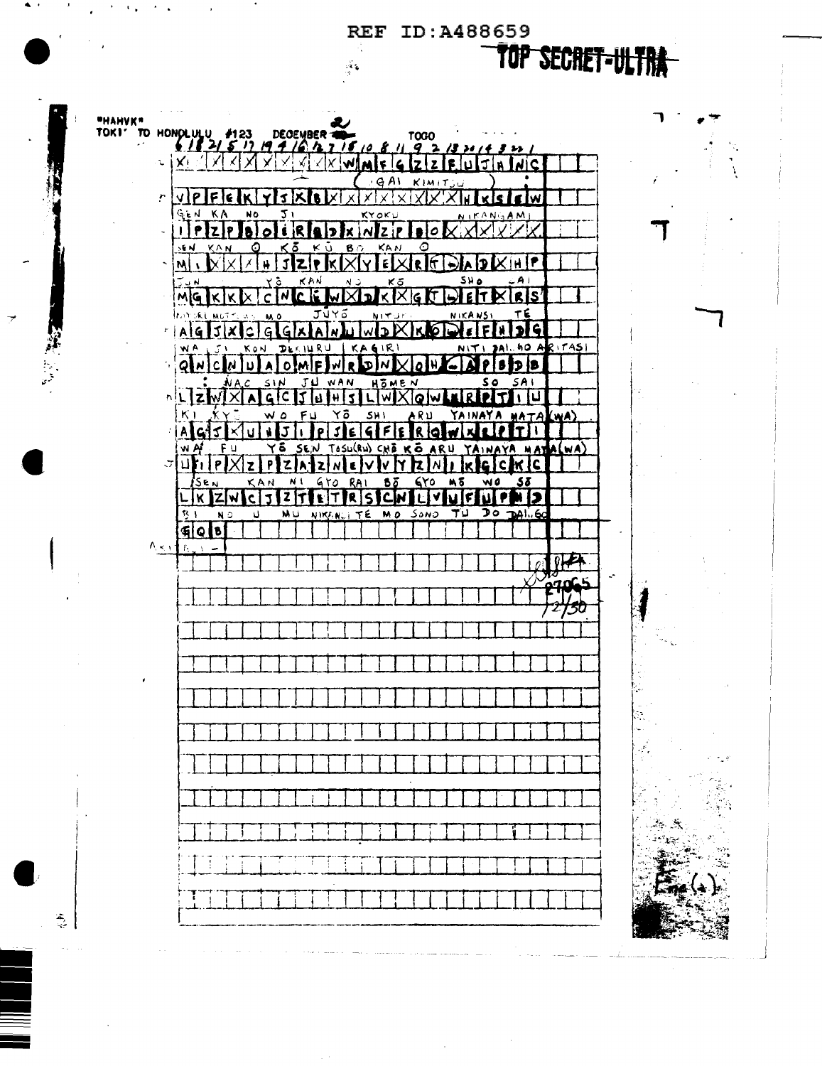REF ID:A488659

TOP SECRET-ULTRA

"HAHVK"
TOKI' TO HONOLULU #123 DECEMBER 2 TOGO

6 18 21 5 17 19 4 16 12 7 15 10 8 11 9 2 13 20 14 3 22 1

| X | | X | X | X | X | X | X | X | X | W | M | F | G | Z | Z | F | U | J | H | N | C |
|---|---|---|---|---|---|---|---|---|---|---|---|---|---|---|---|---|---|---|---|---|---|

(GAI KIMITSU)

| V | P | F | E | K | Y | J | X | B | X | X | X | X | X | X | X | X | H | K | S | E | W |
|---|---|---|---|---|---|---|---|---|---|---|---|---|---|---|---|---|---|---|---|---|---|

GEN KA NO JI KYOKU NIKANGAMI

| I | P | Z | P | B | O | E | R | Q | D | X | N | Z | P | B | O | X | X | X | X | X | X |
|---|---|---|---|---|---|---|---|---|---|---|---|---|---|---|---|---|---|---|---|---|---|

SEN KAN O KŌ KŪ BO KAN O

| M | I | X | X | X | H | J | Z | P | K | X | Y | E | X | R | T | - | A | D | X | H | P |
|---|---|---|---|---|---|---|---|---|---|---|---|---|---|---|---|---|---|---|---|---|---|

JUN YŌ KAN NO KŌ SHO -AI

| M | G | K | K | X | C | N | C | E | W | X | D | K | X | G | T | - | E | T | X | R | S |
|---|---|---|---|---|---|---|---|---|---|---|---|---|---|---|---|---|---|---|---|---|---|

NYURI MOTT... MO JŪYŌ NITI... NIKANSI TE

| A | G | J | X | C | G | G | X | A | N | U | W | D | X | K | O | - | E | F | H | D | G |
|---|---|---|---|---|---|---|---|---|---|---|---|---|---|---|---|---|---|---|---|---|---|

WA .JI KON DEKIURU KAGIRI NITI DAI..HO ARITASI

| Q | N | C | N | U | A | O | M | F | W | R | D | N | X | Q | H | - | A | P | B | D | B |
|---|---|---|---|---|---|---|---|---|---|---|---|---|---|---|---|---|---|---|---|---|---|

: NAC SIN JU WAN HŌMEN SO SAI

| L | Z | W | X | A | G | C | J | U | H | J | L | W | X | Q | W | R | R | P | T | I | U |
|---|---|---|---|---|---|---|---|---|---|---|---|---|---|---|---|---|---|---|---|---|---|

KI KYŌ WO FU YŌ SHI ARU YAINAYA MATA (WA)

| A | G | J | X | U | H | J | I | P | J | E | G | F | E | R | Q | W | X | E | P | T | I |
|---|---|---|---|---|---|---|---|---|---|---|---|---|---|---|---|---|---|---|---|---|---|

WA FU YŌ SEN TOSU(RU) CHŌ KŌ ARU YAINAYA MATA(WA)

| U | F | I | P | X | Z | P | Z | A | Z | N | E | V | V | Y | Z | N | I | K | G | C | K | C |
|---|---|---|---|---|---|---|---|---|---|---|---|---|---|---|---|---|---|---|---|---|---|---|

SEN KAN NI GYO RAI BŌ GYO MŌ WO SŌ

| L | K | Z | W | C | J | Z | T | E | T | R | S | C | N | L | V | U | F | U | P | N | D |
|---|---|---|---|---|---|---|---|---|---|---|---|---|---|---|---|---|---|---|---|---|---|

BI NO U MU NIKANSI TE MO SONO TU DO DAI..GO

| G | Q | B |
|---|---|---|

AKI ..-

27065
12/30

Enc (4)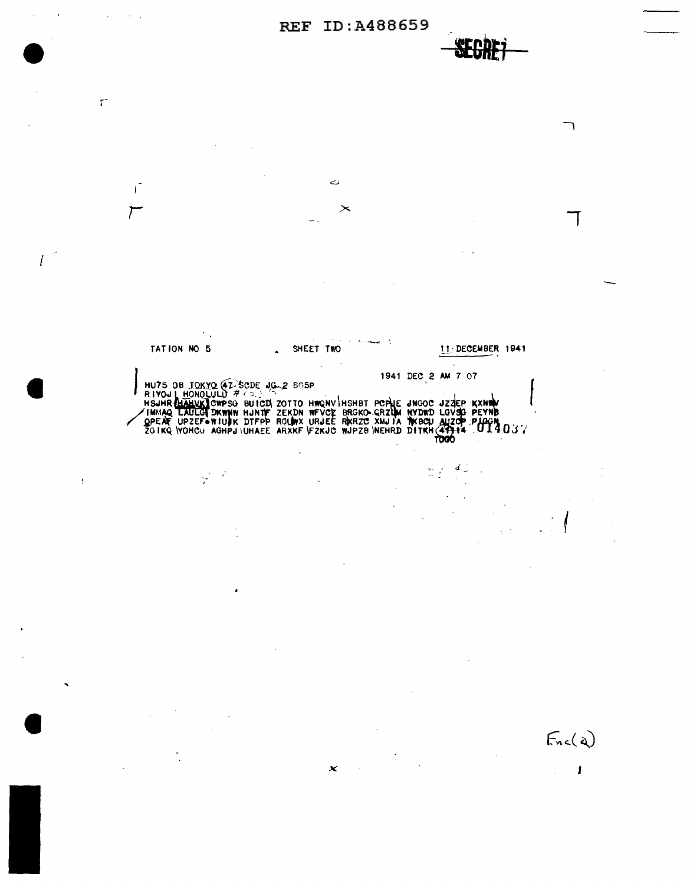REF ID:A488659

SECRET

TATION NO 5 . SHEET TWO 11 DECEMBER 1941

1941 DEC 2 AM 7 07

```
HU75 OB TOKYO 47 SCDE JG 2 805P
RIYOJI HONOLULU #
HSJMR HAHVK CWPSG BUICD ZOTTO HWQNV HSHBT PCPJE JNGOC JZZEP KXNWV
IMMAQ LAULG DKWNW HJNTF ZEKDN WFVCZ BRGKO CRZUM NYDWD LGVSG PEYNB
OPEAF UPZEF WIUJK DTFPP RCUWX URJEE RXRZC XMJIA YKBCU AUZOP PIGGN
ZGIKQ YOHCG AGHPJ UHAEE ARXKF FZKJC WJPZB NEHRD DITKH (41) 14
TOGO
```

014037

Enc(a)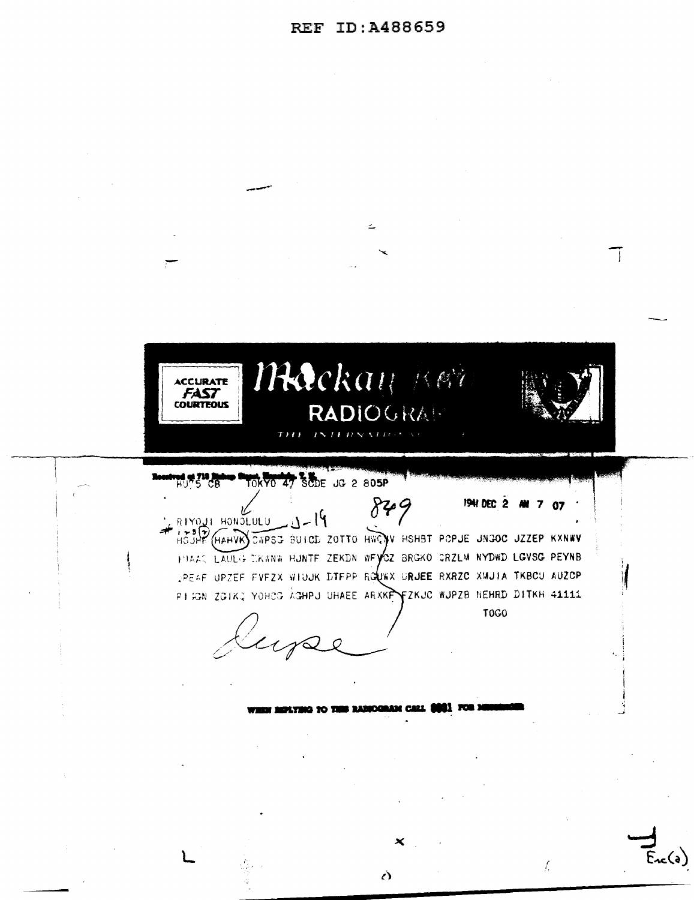REF ID:A488659

**Mackay Radio**

**RADIOGRAM**

ACCURATE FAST COURTEOUS

Received at 718 Bishop Street, Honolulu, T. H.

HU75 CB TOKYO 47 SCDE JG 2 805P

849

1941 DEC 2 AM 7 07

RIYOJI HONOLULU J-19

HGJPF HAHVK CWPSG BUICD ZOTTO HWQNV HSHBT PCPJE JNGOC JZZEP KXNWV
FHAAC LAULG CKWNW HJNTF ZEKDN WFYCZ BRGKO CRZLM NYDWD LGVSG PEYNB
JPEAF UPZEF FVFZX WIUJK DTFPP RGUWX URJEE RXRZC XMJIA TKBCU AUZCP
PIRGN ZGIKQ YOHCG AGHPJ UHAEE ARXKF FZKJC WJPZB NEHRD DITKH 41111

TOGO

WHEN REPLYING TO THIS RADIOGRAM CALL 8081 FOR MESSENGER

Enc(a)